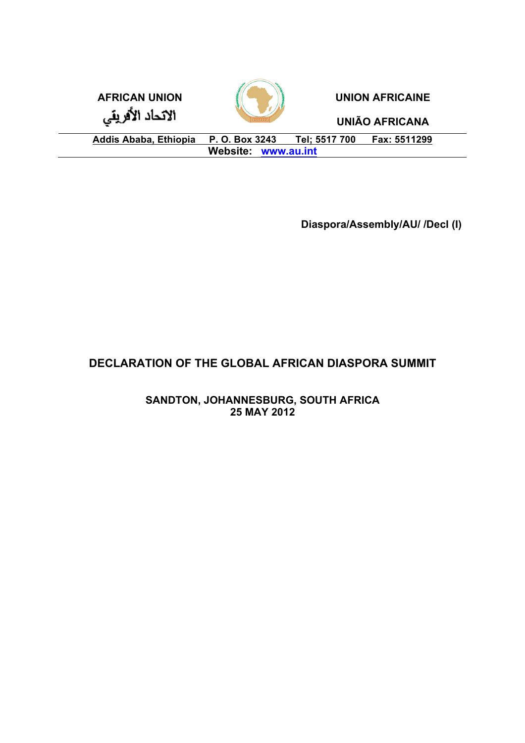**AFRICAN UNION**

**الاتحاد الأفريقي**

**UNION AFRICAINE**

**UNIÃO AFRICANA**

**Addis Ababa, Ethiopia    P. O. Box 3243    Tel; 5517 700    Fax: 5511299**

**Website: www.au.int**

**Diaspora/Assembly/AU/ /Decl (I)**

# DECLARATION OF THE GLOBAL AFRICAN DIASPORA SUMMIT

**SANDTON, JOHANNESBURG, SOUTH AFRICA**
**25 MAY 2012**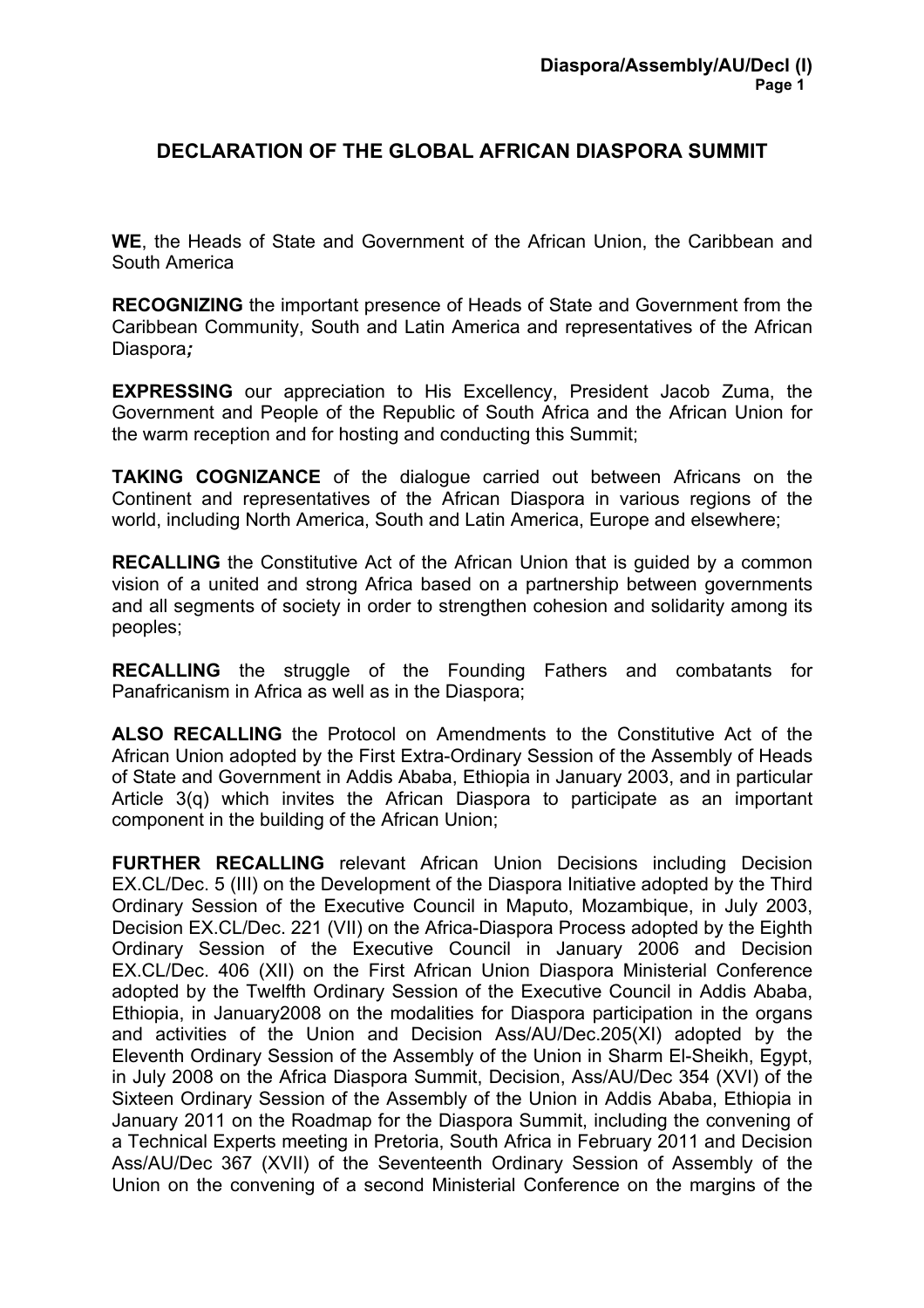# DECLARATION OF THE GLOBAL AFRICAN DIASPORA SUMMIT

**WE**, the Heads of State and Government of the African Union, the Caribbean and South America

**RECOGNIZING** the important presence of Heads of State and Government from the Caribbean Community, South and Latin America and representatives of the African Diaspora***;***

**EXPRESSING** our appreciation to His Excellency, President Jacob Zuma, the Government and People of the Republic of South Africa and the African Union for the warm reception and for hosting and conducting this Summit;

**TAKING COGNIZANCE** of the dialogue carried out between Africans on the Continent and representatives of the African Diaspora in various regions of the world, including North America, South and Latin America, Europe and elsewhere;

**RECALLING** the Constitutive Act of the African Union that is guided by a common vision of a united and strong Africa based on a partnership between governments and all segments of society in order to strengthen cohesion and solidarity among its peoples;

**RECALLING** the struggle of the Founding Fathers and combatants for Panafricanism in Africa as well as in the Diaspora;

**ALSO RECALLING** the Protocol on Amendments to the Constitutive Act of the African Union adopted by the First Extra-Ordinary Session of the Assembly of Heads of State and Government in Addis Ababa, Ethiopia in January 2003, and in particular Article 3(q) which invites the African Diaspora to participate as an important component in the building of the African Union;

**FURTHER RECALLING** relevant African Union Decisions including Decision EX.CL/Dec. 5 (III) on the Development of the Diaspora Initiative adopted by the Third Ordinary Session of the Executive Council in Maputo, Mozambique, in July 2003, Decision EX.CL/Dec. 221 (VII) on the Africa-Diaspora Process adopted by the Eighth Ordinary Session of the Executive Council in January 2006 and Decision EX.CL/Dec. 406 (XII) on the First African Union Diaspora Ministerial Conference adopted by the Twelfth Ordinary Session of the Executive Council in Addis Ababa, Ethiopia, in January2008 on the modalities for Diaspora participation in the organs and activities of the Union and Decision Ass/AU/Dec.205(XI) adopted by the Eleventh Ordinary Session of the Assembly of the Union in Sharm El-Sheikh, Egypt, in July 2008 on the Africa Diaspora Summit, Decision, Ass/AU/Dec 354 (XVI) of the Sixteen Ordinary Session of the Assembly of the Union in Addis Ababa, Ethiopia in January 2011 on the Roadmap for the Diaspora Summit, including the convening of a Technical Experts meeting in Pretoria, South Africa in February 2011 and Decision Ass/AU/Dec 367 (XVII) of the Seventeenth Ordinary Session of Assembly of the Union on the convening of a second Ministerial Conference on the margins of the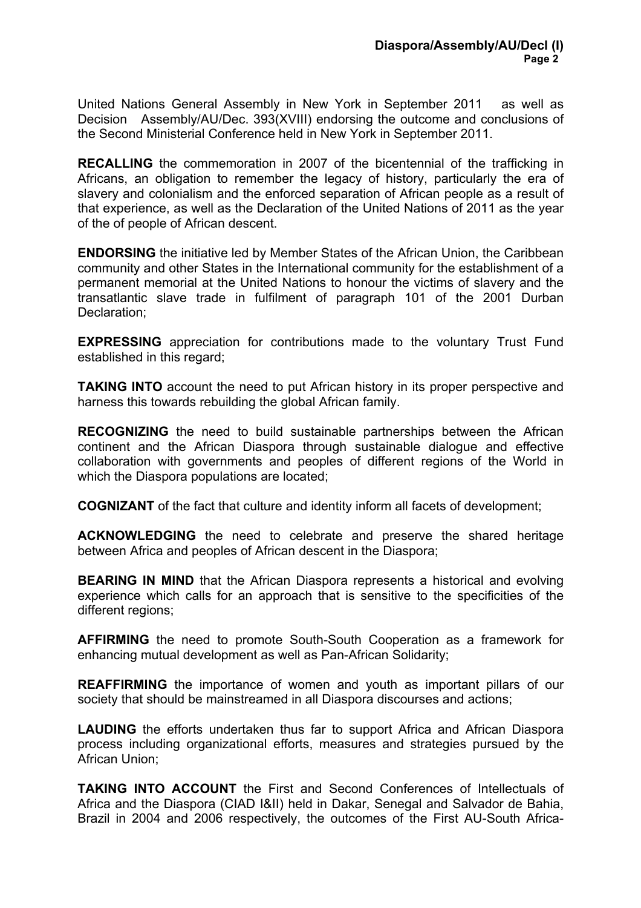United Nations General Assembly in New York in September 2011 as well as Decision Assembly/AU/Dec. 393(XVIII) endorsing the outcome and conclusions of the Second Ministerial Conference held in New York in September 2011.

**RECALLING** the commemoration in 2007 of the bicentennial of the trafficking in Africans, an obligation to remember the legacy of history, particularly the era of slavery and colonialism and the enforced separation of African people as a result of that experience, as well as the Declaration of the United Nations of 2011 as the year of the of people of African descent.

**ENDORSING** the initiative led by Member States of the African Union, the Caribbean community and other States in the International community for the establishment of a permanent memorial at the United Nations to honour the victims of slavery and the transatlantic slave trade in fulfilment of paragraph 101 of the 2001 Durban Declaration;

**EXPRESSING** appreciation for contributions made to the voluntary Trust Fund established in this regard;

**TAKING INTO** account the need to put African history in its proper perspective and harness this towards rebuilding the global African family.

**RECOGNIZING** the need to build sustainable partnerships between the African continent and the African Diaspora through sustainable dialogue and effective collaboration with governments and peoples of different regions of the World in which the Diaspora populations are located;

**COGNIZANT** of the fact that culture and identity inform all facets of development;

**ACKNOWLEDGING** the need to celebrate and preserve the shared heritage between Africa and peoples of African descent in the Diaspora;

**BEARING IN MIND** that the African Diaspora represents a historical and evolving experience which calls for an approach that is sensitive to the specificities of the different regions;

**AFFIRMING** the need to promote South-South Cooperation as a framework for enhancing mutual development as well as Pan-African Solidarity;

**REAFFIRMING** the importance of women and youth as important pillars of our society that should be mainstreamed in all Diaspora discourses and actions;

**LAUDING** the efforts undertaken thus far to support Africa and African Diaspora process including organizational efforts, measures and strategies pursued by the African Union;

**TAKING INTO ACCOUNT** the First and Second Conferences of Intellectuals of Africa and the Diaspora (CIAD I&II) held in Dakar, Senegal and Salvador de Bahia, Brazil in 2004 and 2006 respectively, the outcomes of the First AU-South Africa-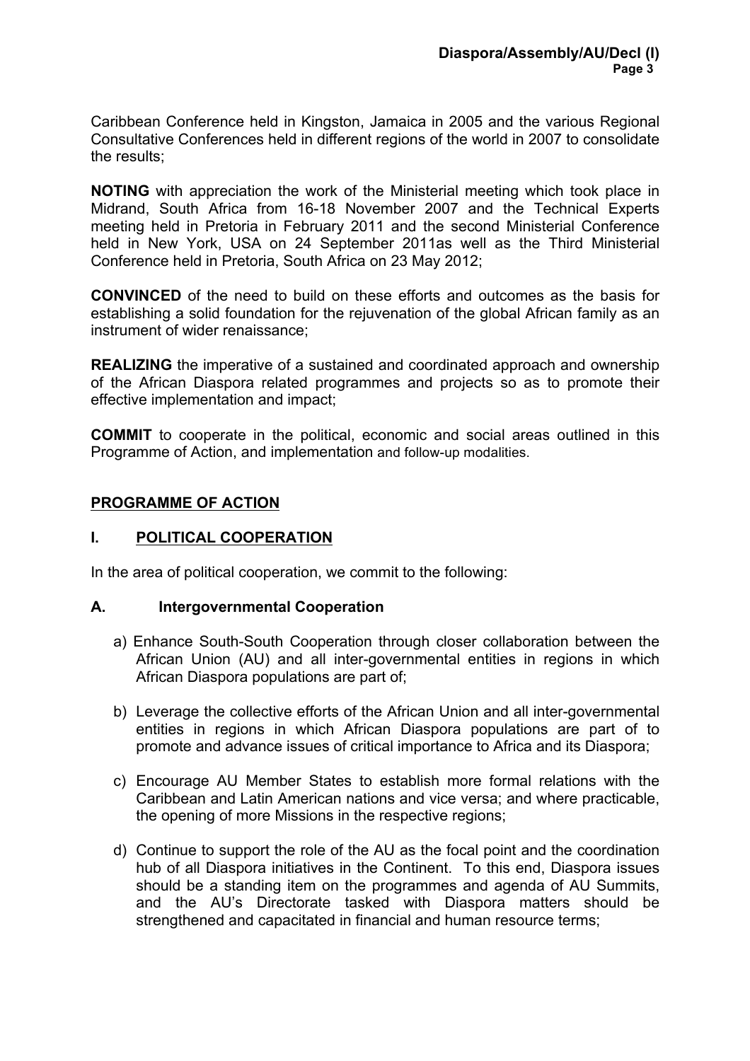Caribbean Conference held in Kingston, Jamaica in 2005 and the various Regional Consultative Conferences held in different regions of the world in 2007 to consolidate the results;

**NOTING** with appreciation the work of the Ministerial meeting which took place in Midrand, South Africa from 16-18 November 2007 and the Technical Experts meeting held in Pretoria in February 2011 and the second Ministerial Conference held in New York, USA on 24 September 2011as well as the Third Ministerial Conference held in Pretoria, South Africa on 23 May 2012;

**CONVINCED** of the need to build on these efforts and outcomes as the basis for establishing a solid foundation for the rejuvenation of the global African family as an instrument of wider renaissance;

**REALIZING** the imperative of a sustained and coordinated approach and ownership of the African Diaspora related programmes and projects so as to promote their effective implementation and impact;

**COMMIT** to cooperate in the political, economic and social areas outlined in this Programme of Action, and implementation and follow-up modalities.

## PROGRAMME OF ACTION

## I. POLITICAL COOPERATION

In the area of political cooperation, we commit to the following:

### A. Intergovernmental Cooperation

a) Enhance South-South Cooperation through closer collaboration between the African Union (AU) and all inter-governmental entities in regions in which African Diaspora populations are part of;

b) Leverage the collective efforts of the African Union and all inter-governmental entities in regions in which African Diaspora populations are part of to promote and advance issues of critical importance to Africa and its Diaspora;

c) Encourage AU Member States to establish more formal relations with the Caribbean and Latin American nations and vice versa; and where practicable, the opening of more Missions in the respective regions;

d) Continue to support the role of the AU as the focal point and the coordination hub of all Diaspora initiatives in the Continent. To this end, Diaspora issues should be a standing item on the programmes and agenda of AU Summits, and the AU's Directorate tasked with Diaspora matters should be strengthened and capacitated in financial and human resource terms;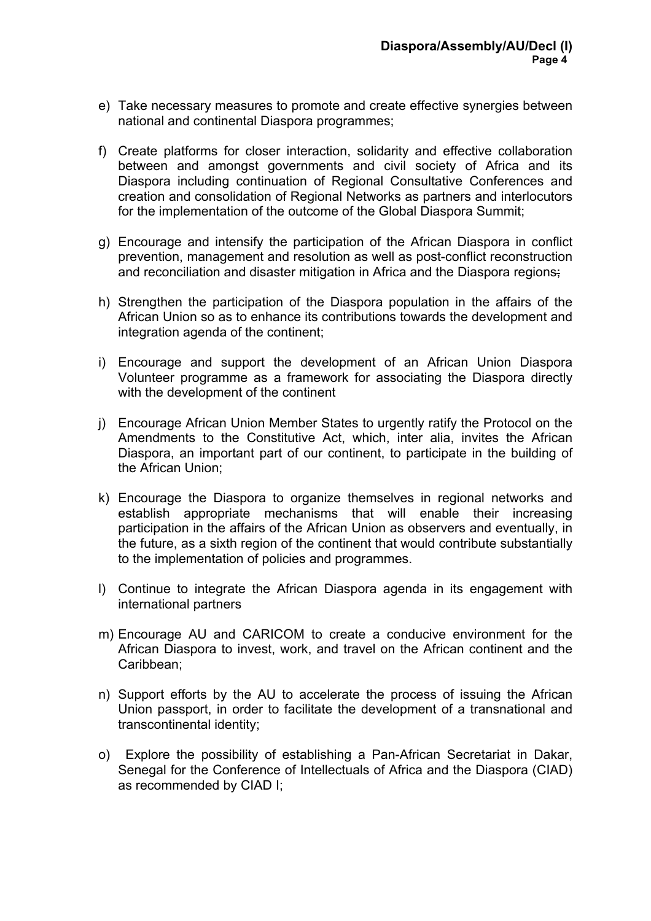e) Take necessary measures to promote and create effective synergies between national and continental Diaspora programmes;

f) Create platforms for closer interaction, solidarity and effective collaboration between and amongst governments and civil society of Africa and its Diaspora including continuation of Regional Consultative Conferences and creation and consolidation of Regional Networks as partners and interlocutors for the implementation of the outcome of the Global Diaspora Summit;

g) Encourage and intensify the participation of the African Diaspora in conflict prevention, management and resolution as well as post-conflict reconstruction and reconciliation and disaster mitigation in Africa and the Diaspora regions;

h) Strengthen the participation of the Diaspora population in the affairs of the African Union so as to enhance its contributions towards the development and integration agenda of the continent;

i) Encourage and support the development of an African Union Diaspora Volunteer programme as a framework for associating the Diaspora directly with the development of the continent

j) Encourage African Union Member States to urgently ratify the Protocol on the Amendments to the Constitutive Act, which, inter alia, invites the African Diaspora, an important part of our continent, to participate in the building of the African Union;

k) Encourage the Diaspora to organize themselves in regional networks and establish appropriate mechanisms that will enable their increasing participation in the affairs of the African Union as observers and eventually, in the future, as a sixth region of the continent that would contribute substantially to the implementation of policies and programmes.

l) Continue to integrate the African Diaspora agenda in its engagement with international partners

m) Encourage AU and CARICOM to create a conducive environment for the African Diaspora to invest, work, and travel on the African continent and the Caribbean;

n) Support efforts by the AU to accelerate the process of issuing the African Union passport, in order to facilitate the development of a transnational and transcontinental identity;

o) Explore the possibility of establishing a Pan-African Secretariat in Dakar, Senegal for the Conference of Intellectuals of Africa and the Diaspora (CIAD) as recommended by CIAD I;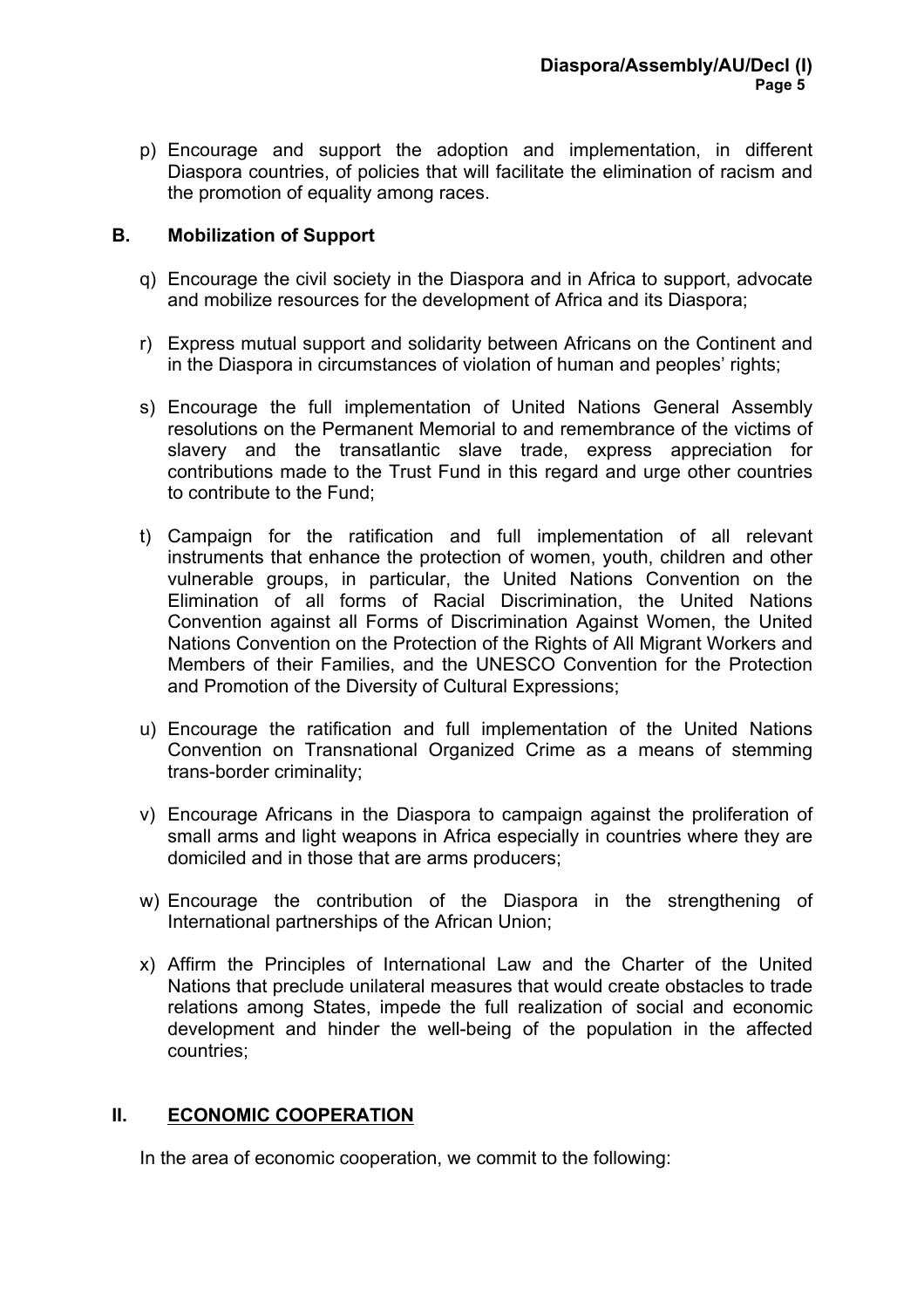p) Encourage and support the adoption and implementation, in different Diaspora countries, of policies that will facilitate the elimination of racism and the promotion of equality among races.

## B. Mobilization of Support

q) Encourage the civil society in the Diaspora and in Africa to support, advocate and mobilize resources for the development of Africa and its Diaspora;

r) Express mutual support and solidarity between Africans on the Continent and in the Diaspora in circumstances of violation of human and peoples' rights;

s) Encourage the full implementation of United Nations General Assembly resolutions on the Permanent Memorial to and remembrance of the victims of slavery and the transatlantic slave trade, express appreciation for contributions made to the Trust Fund in this regard and urge other countries to contribute to the Fund;

t) Campaign for the ratification and full implementation of all relevant instruments that enhance the protection of women, youth, children and other vulnerable groups, in particular, the United Nations Convention on the Elimination of all forms of Racial Discrimination, the United Nations Convention against all Forms of Discrimination Against Women, the United Nations Convention on the Protection of the Rights of All Migrant Workers and Members of their Families, and the UNESCO Convention for the Protection and Promotion of the Diversity of Cultural Expressions;

u) Encourage the ratification and full implementation of the United Nations Convention on Transnational Organized Crime as a means of stemming trans-border criminality;

v) Encourage Africans in the Diaspora to campaign against the proliferation of small arms and light weapons in Africa especially in countries where they are domiciled and in those that are arms producers;

w) Encourage the contribution of the Diaspora in the strengthening of International partnerships of the African Union;

x) Affirm the Principles of International Law and the Charter of the United Nations that preclude unilateral measures that would create obstacles to trade relations among States, impede the full realization of social and economic development and hinder the well-being of the population in the affected countries;

## II. <u>ECONOMIC COOPERATION</u>

In the area of economic cooperation, we commit to the following: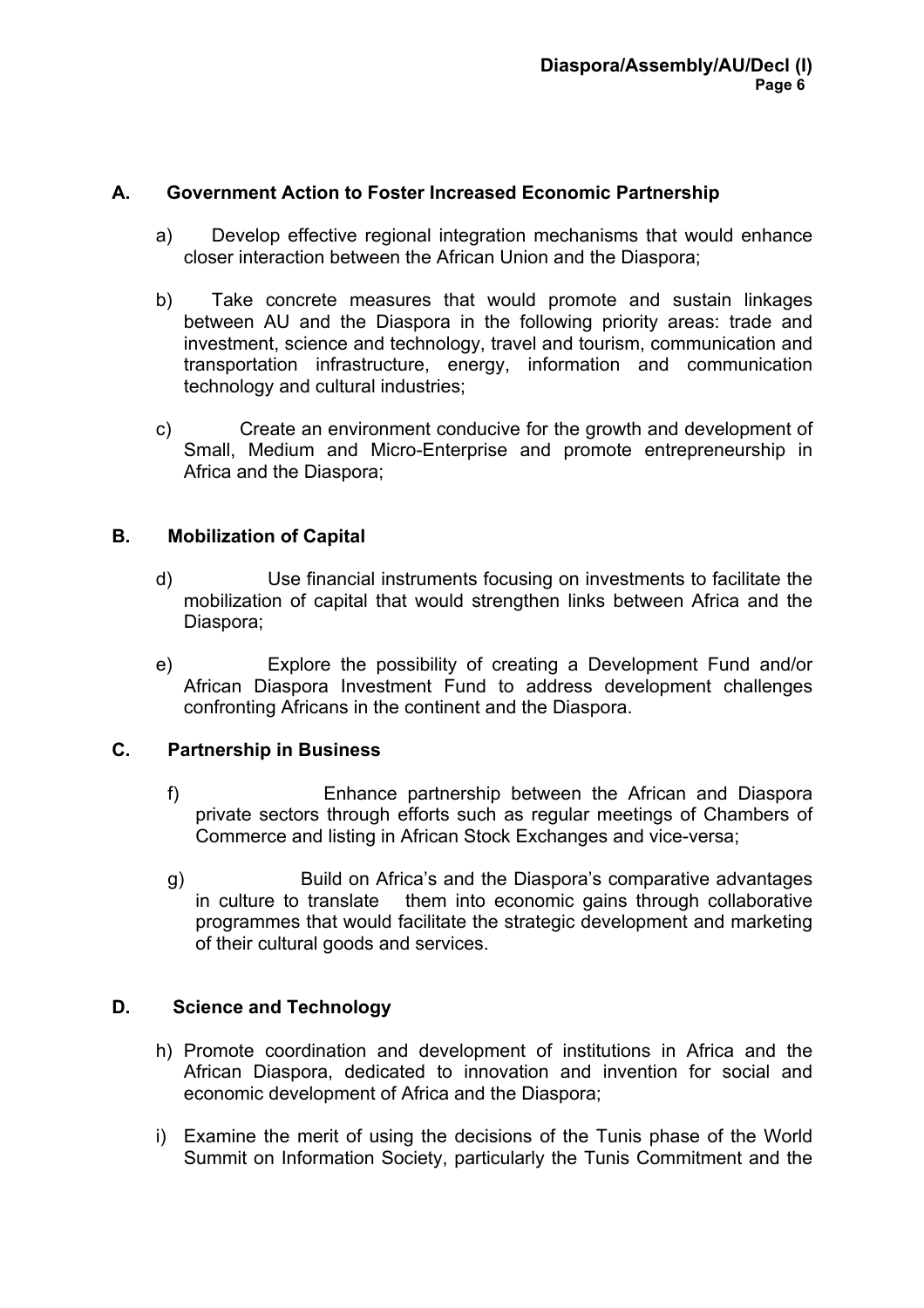## A. Government Action to Foster Increased Economic Partnership

a) Develop effective regional integration mechanisms that would enhance closer interaction between the African Union and the Diaspora;

b) Take concrete measures that would promote and sustain linkages between AU and the Diaspora in the following priority areas: trade and investment, science and technology, travel and tourism, communication and transportation infrastructure, energy, information and communication technology and cultural industries;

c) Create an environment conducive for the growth and development of Small, Medium and Micro-Enterprise and promote entrepreneurship in Africa and the Diaspora;

## B. Mobilization of Capital

d) Use financial instruments focusing on investments to facilitate the mobilization of capital that would strengthen links between Africa and the Diaspora;

e) Explore the possibility of creating a Development Fund and/or African Diaspora Investment Fund to address development challenges confronting Africans in the continent and the Diaspora.

## C. Partnership in Business

f) Enhance partnership between the African and Diaspora private sectors through efforts such as regular meetings of Chambers of Commerce and listing in African Stock Exchanges and vice-versa;

g) Build on Africa's and the Diaspora's comparative advantages in culture to translate them into economic gains through collaborative programmes that would facilitate the strategic development and marketing of their cultural goods and services.

## D. Science and Technology

h) Promote coordination and development of institutions in Africa and the African Diaspora, dedicated to innovation and invention for social and economic development of Africa and the Diaspora;

i) Examine the merit of using the decisions of the Tunis phase of the World Summit on Information Society, particularly the Tunis Commitment and the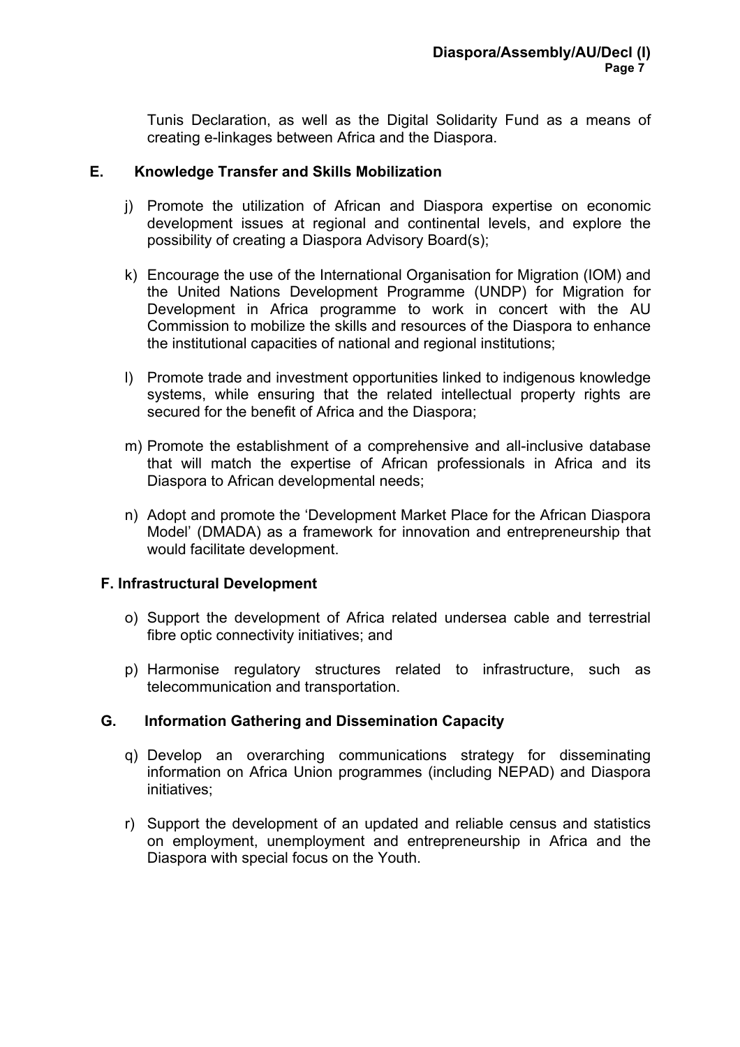Tunis Declaration, as well as the Digital Solidarity Fund as a means of creating e-linkages between Africa and the Diaspora.

## E. Knowledge Transfer and Skills Mobilization

j) Promote the utilization of African and Diaspora expertise on economic development issues at regional and continental levels, and explore the possibility of creating a Diaspora Advisory Board(s);

k) Encourage the use of the International Organisation for Migration (IOM) and the United Nations Development Programme (UNDP) for Migration for Development in Africa programme to work in concert with the AU Commission to mobilize the skills and resources of the Diaspora to enhance the institutional capacities of national and regional institutions;

l) Promote trade and investment opportunities linked to indigenous knowledge systems, while ensuring that the related intellectual property rights are secured for the benefit of Africa and the Diaspora;

m) Promote the establishment of a comprehensive and all-inclusive database that will match the expertise of African professionals in Africa and its Diaspora to African developmental needs;

n) Adopt and promote the 'Development Market Place for the African Diaspora Model' (DMADA) as a framework for innovation and entrepreneurship that would facilitate development.

## F. Infrastructural Development

o) Support the development of Africa related undersea cable and terrestrial fibre optic connectivity initiatives; and

p) Harmonise regulatory structures related to infrastructure, such as telecommunication and transportation.

## G. Information Gathering and Dissemination Capacity

q) Develop an overarching communications strategy for disseminating information on Africa Union programmes (including NEPAD) and Diaspora initiatives;

r) Support the development of an updated and reliable census and statistics on employment, unemployment and entrepreneurship in Africa and the Diaspora with special focus on the Youth.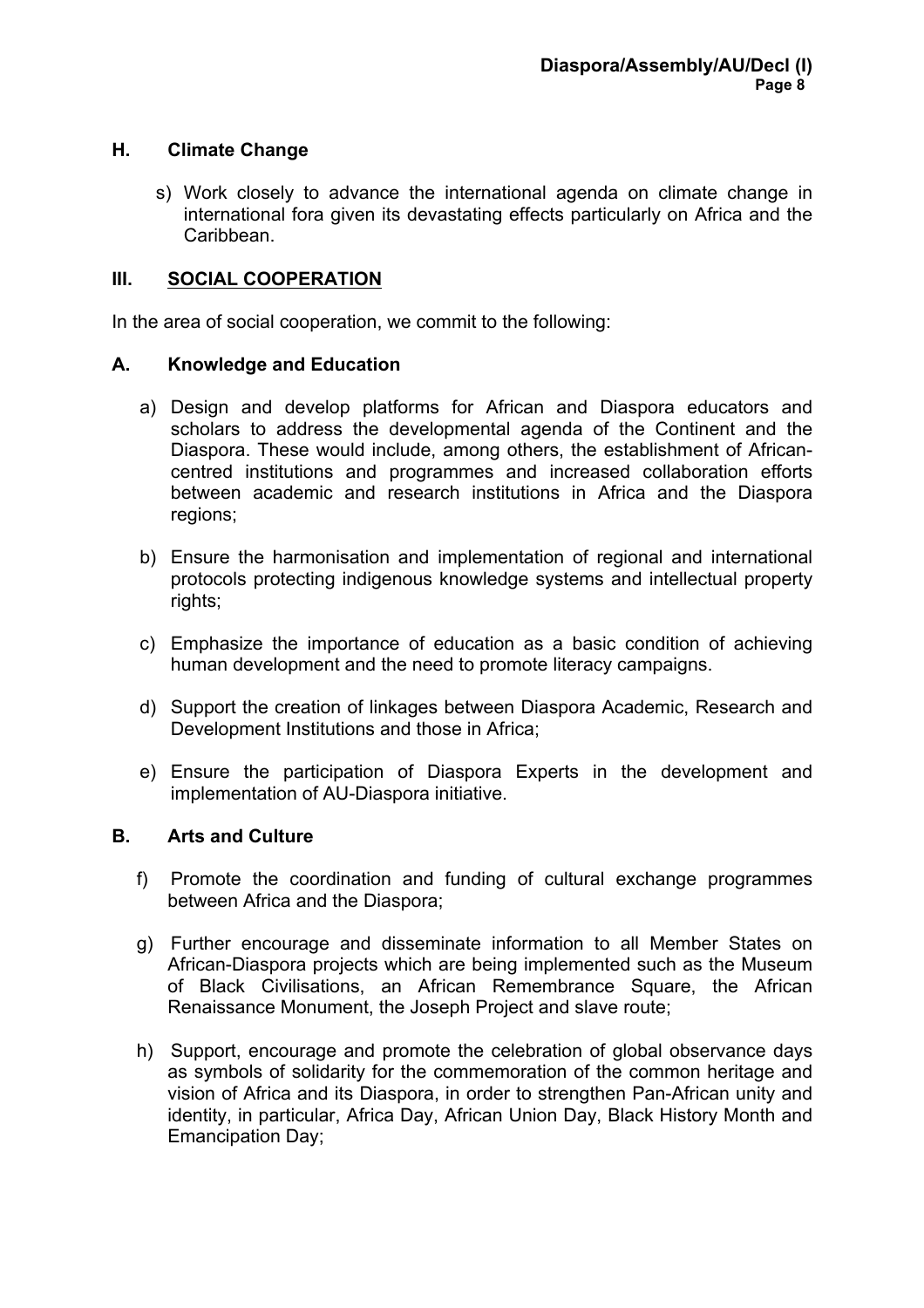## H. Climate Change

s) Work closely to advance the international agenda on climate change in international fora given its devastating effects particularly on Africa and the Caribbean.

## III. SOCIAL COOPERATION

In the area of social cooperation, we commit to the following:

### A. Knowledge and Education

a) Design and develop platforms for African and Diaspora educators and scholars to address the developmental agenda of the Continent and the Diaspora. These would include, among others, the establishment of African-centred institutions and programmes and increased collaboration efforts between academic and research institutions in Africa and the Diaspora regions;

b) Ensure the harmonisation and implementation of regional and international protocols protecting indigenous knowledge systems and intellectual property rights;

c) Emphasize the importance of education as a basic condition of achieving human development and the need to promote literacy campaigns.

d) Support the creation of linkages between Diaspora Academic, Research and Development Institutions and those in Africa;

e) Ensure the participation of Diaspora Experts in the development and implementation of AU-Diaspora initiative.

### B. Arts and Culture

f) Promote the coordination and funding of cultural exchange programmes between Africa and the Diaspora;

g) Further encourage and disseminate information to all Member States on African-Diaspora projects which are being implemented such as the Museum of Black Civilisations, an African Remembrance Square, the African Renaissance Monument, the Joseph Project and slave route;

h) Support, encourage and promote the celebration of global observance days as symbols of solidarity for the commemoration of the common heritage and vision of Africa and its Diaspora, in order to strengthen Pan-African unity and identity, in particular, Africa Day, African Union Day, Black History Month and Emancipation Day;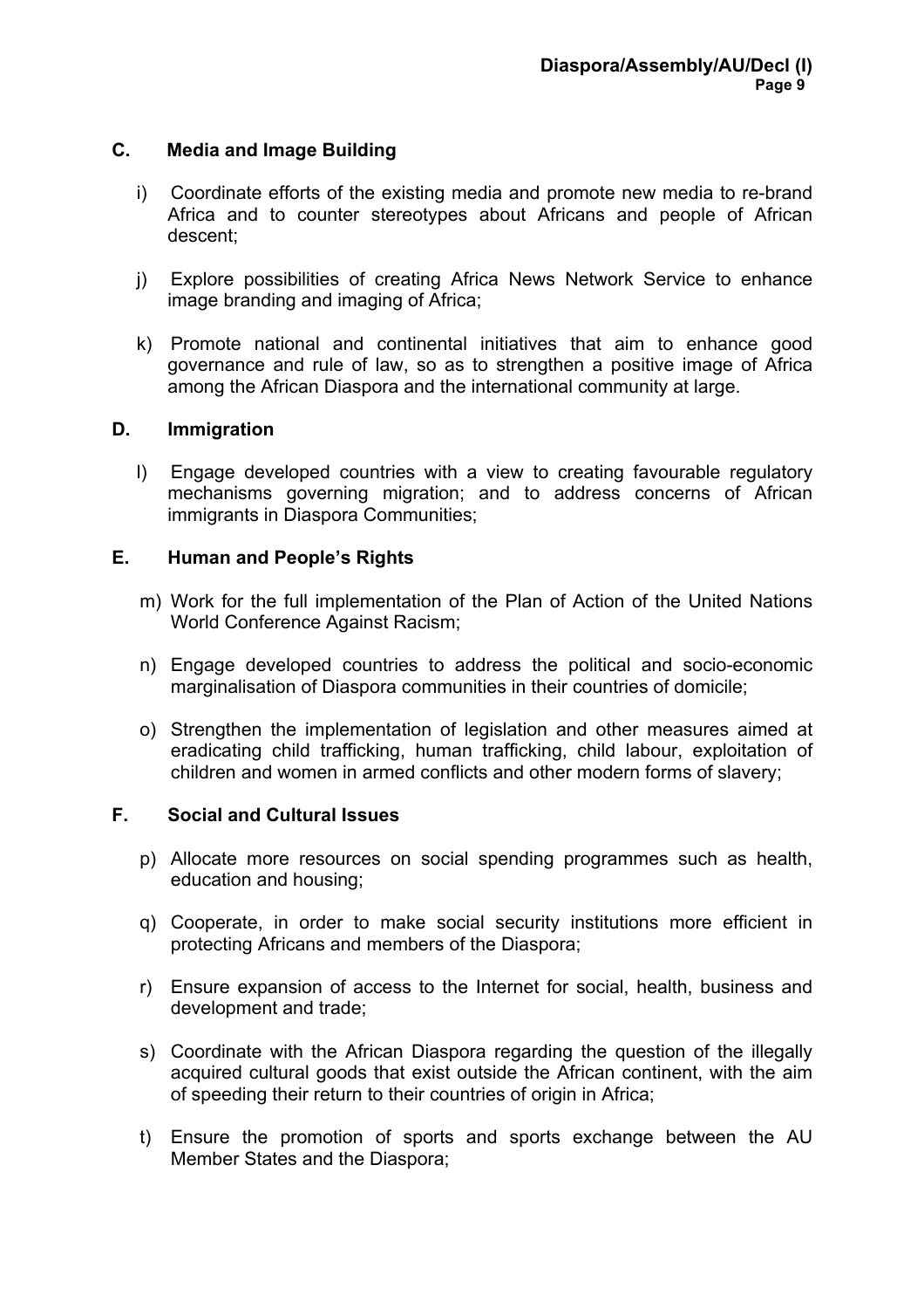## C. Media and Image Building

i) Coordinate efforts of the existing media and promote new media to re-brand Africa and to counter stereotypes about Africans and people of African descent;

j) Explore possibilities of creating Africa News Network Service to enhance image branding and imaging of Africa;

k) Promote national and continental initiatives that aim to enhance good governance and rule of law, so as to strengthen a positive image of Africa among the African Diaspora and the international community at large.

## D. Immigration

l) Engage developed countries with a view to creating favourable regulatory mechanisms governing migration; and to address concerns of African immigrants in Diaspora Communities;

## E. Human and People's Rights

m) Work for the full implementation of the Plan of Action of the United Nations World Conference Against Racism;

n) Engage developed countries to address the political and socio-economic marginalisation of Diaspora communities in their countries of domicile;

o) Strengthen the implementation of legislation and other measures aimed at eradicating child trafficking, human trafficking, child labour, exploitation of children and women in armed conflicts and other modern forms of slavery;

## F. Social and Cultural Issues

p) Allocate more resources on social spending programmes such as health, education and housing;

q) Cooperate, in order to make social security institutions more efficient in protecting Africans and members of the Diaspora;

r) Ensure expansion of access to the Internet for social, health, business and development and trade;

s) Coordinate with the African Diaspora regarding the question of the illegally acquired cultural goods that exist outside the African continent, with the aim of speeding their return to their countries of origin in Africa;

t) Ensure the promotion of sports and sports exchange between the AU Member States and the Diaspora;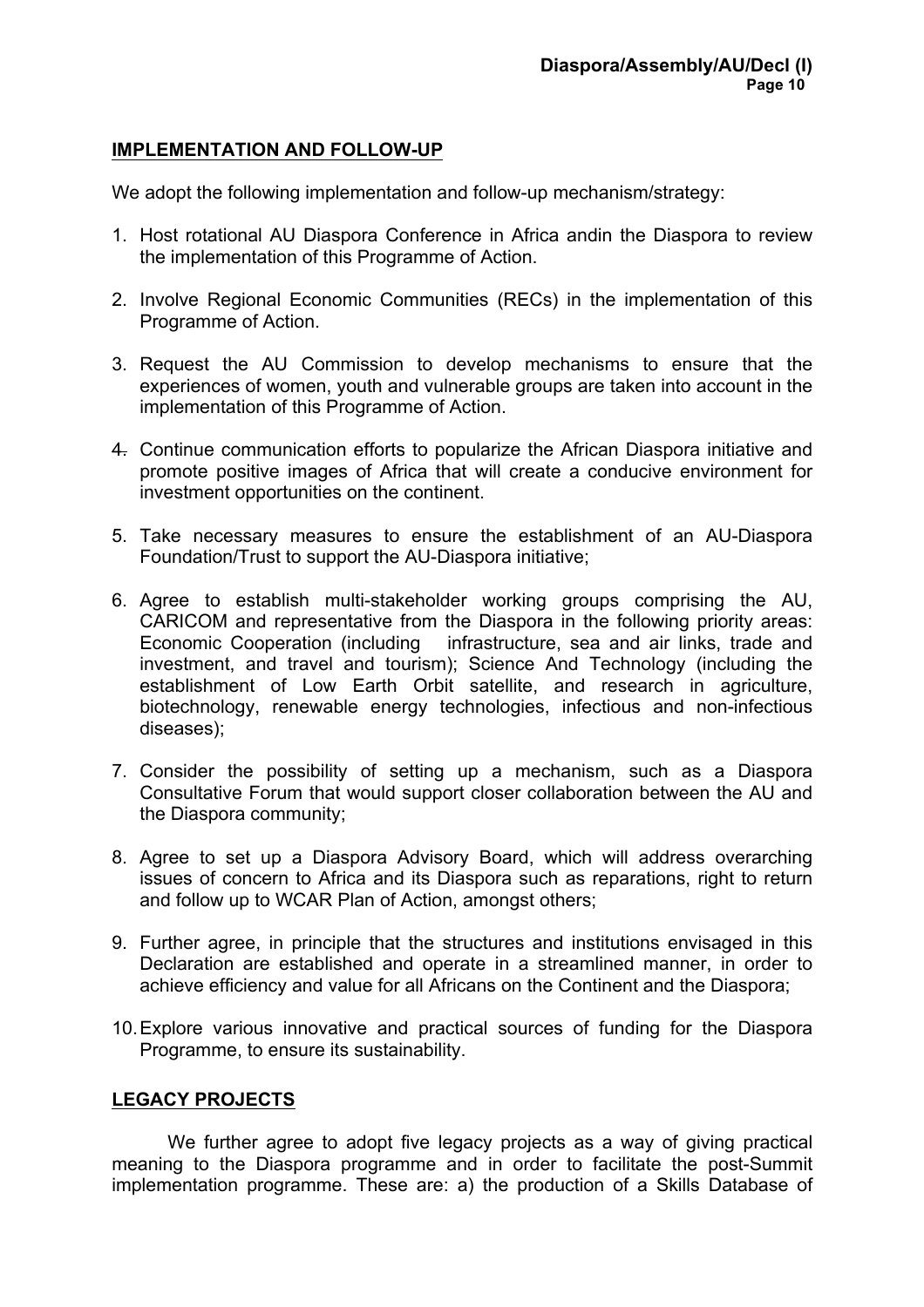## IMPLEMENTATION AND FOLLOW-UP

We adopt the following implementation and follow-up mechanism/strategy:

1. Host rotational AU Diaspora Conference in Africa andin the Diaspora to review the implementation of this Programme of Action.

2. Involve Regional Economic Communities (RECs) in the implementation of this Programme of Action.

3. Request the AU Commission to develop mechanisms to ensure that the experiences of women, youth and vulnerable groups are taken into account in the implementation of this Programme of Action.

4. Continue communication efforts to popularize the African Diaspora initiative and promote positive images of Africa that will create a conducive environment for investment opportunities on the continent.

5. Take necessary measures to ensure the establishment of an AU-Diaspora Foundation/Trust to support the AU-Diaspora initiative;

6. Agree to establish multi-stakeholder working groups comprising the AU, CARICOM and representative from the Diaspora in the following priority areas: Economic Cooperation (including infrastructure, sea and air links, trade and investment, and travel and tourism); Science And Technology (including the establishment of Low Earth Orbit satellite, and research in agriculture, biotechnology, renewable energy technologies, infectious and non-infectious diseases);

7. Consider the possibility of setting up a mechanism, such as a Diaspora Consultative Forum that would support closer collaboration between the AU and the Diaspora community;

8. Agree to set up a Diaspora Advisory Board, which will address overarching issues of concern to Africa and its Diaspora such as reparations, right to return and follow up to WCAR Plan of Action, amongst others;

9. Further agree, in principle that the structures and institutions envisaged in this Declaration are established and operate in a streamlined manner, in order to achieve efficiency and value for all Africans on the Continent and the Diaspora;

10. Explore various innovative and practical sources of funding for the Diaspora Programme, to ensure its sustainability.

## LEGACY PROJECTS

We further agree to adopt five legacy projects as a way of giving practical meaning to the Diaspora programme and in order to facilitate the post-Summit implementation programme. These are: a) the production of a Skills Database of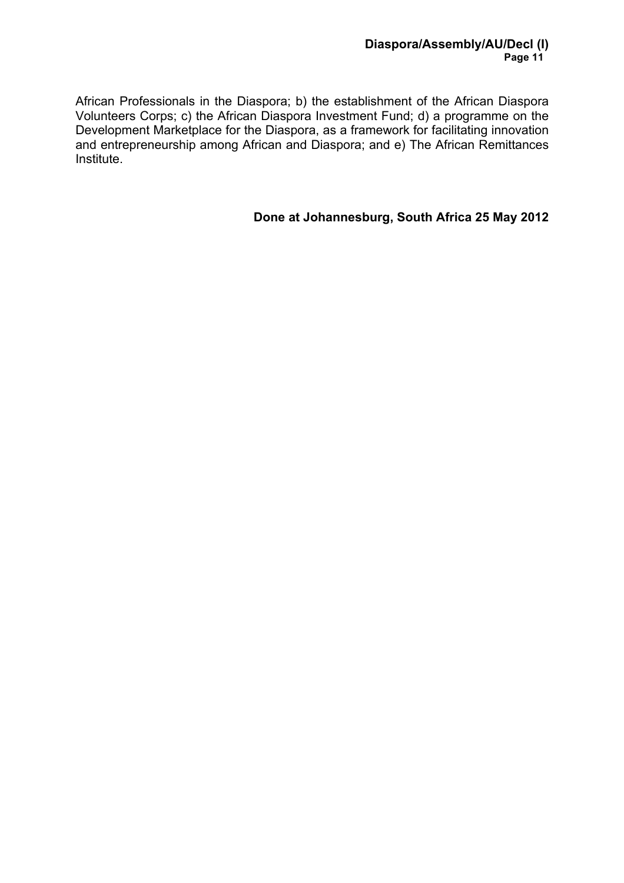African Professionals in the Diaspora; b) the establishment of the African Diaspora Volunteers Corps; c) the African Diaspora Investment Fund; d) a programme on the Development Marketplace for the Diaspora, as a framework for facilitating innovation and entrepreneurship among African and Diaspora; and e) The African Remittances Institute.

**Done at Johannesburg, South Africa 25 May 2012**